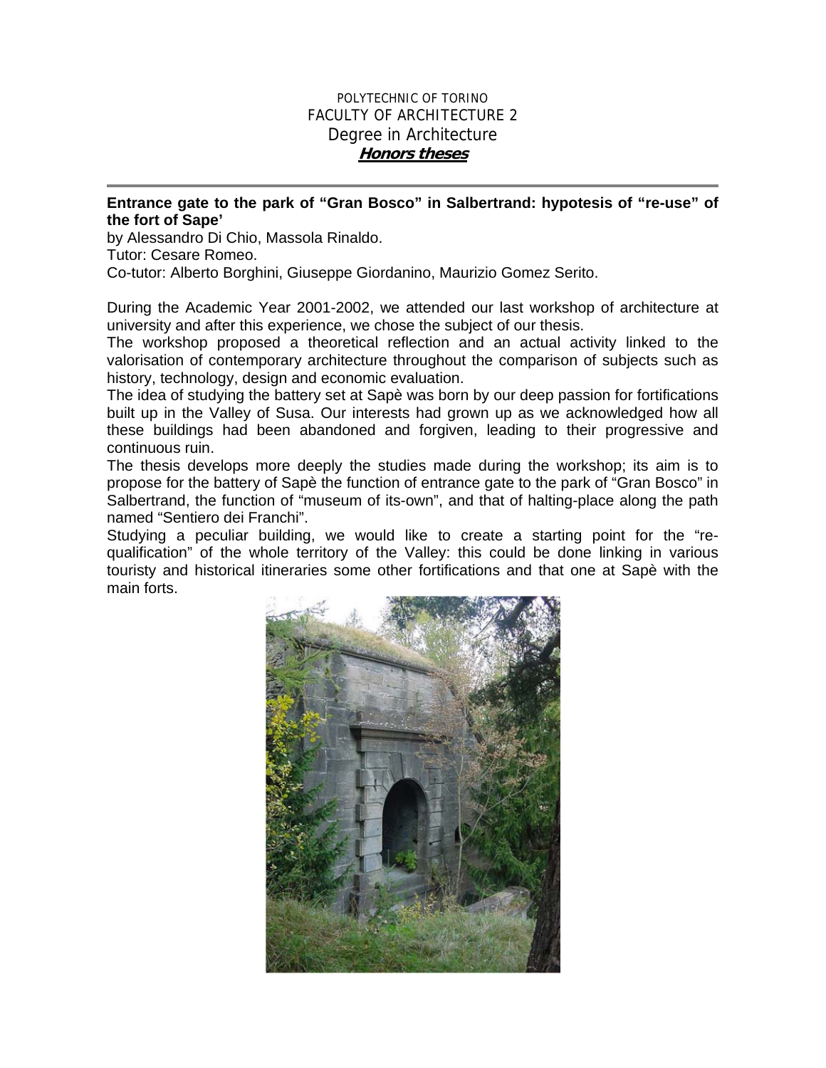POLYTECHNIC OF TORINO
FACULTY OF ARCHITECTURE 2
Degree in Architecture
***Honors theses***

---

**Entrance gate to the park of "Gran Bosco" in Salbertrand: hypotesis of "re-use" of the fort of Sape'**

by Alessandro Di Chio, Massola Rinaldo.
Tutor: Cesare Romeo.
Co-tutor: Alberto Borghini, Giuseppe Giordanino, Maurizio Gomez Serito.

During the Academic Year 2001-2002, we attended our last workshop of architecture at university and after this experience, we chose the subject of our thesis.
The workshop proposed a theoretical reflection and an actual activity linked to the valorisation of contemporary architecture throughout the comparison of subjects such as history, technology, design and economic evaluation.
The idea of studying the battery set at Sapè was born by our deep passion for fortifications built up in the Valley of Susa. Our interests had grown up as we acknowledged how all these buildings had been abandoned and forgiven, leading to their progressive and continuous ruin.
The thesis develops more deeply the studies made during the workshop; its aim is to propose for the battery of Sapè the function of entrance gate to the park of "Gran Bosco" in Salbertrand, the function of "museum of its-own", and that of halting-place along the path named "Sentiero dei Franchi".
Studying a peculiar building, we would like to create a starting point for the "re-qualification" of the whole territory of the Valley: this could be done linking in various touristy and historical itineraries some other fortifications and that one at Sapè with the main forts.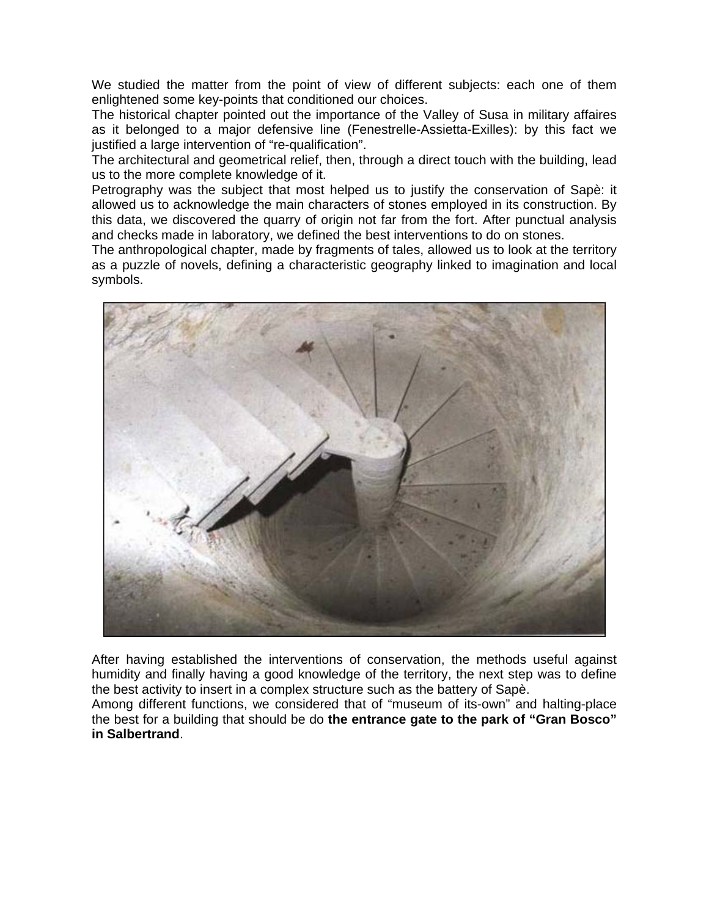We studied the matter from the point of view of different subjects: each one of them enlightened some key-points that conditioned our choices.
The historical chapter pointed out the importance of the Valley of Susa in military affaires as it belonged to a major defensive line (Fenestrelle-Assietta-Exilles): by this fact we justified a large intervention of "re-qualification".
The architectural and geometrical relief, then, through a direct touch with the building, lead us to the more complete knowledge of it.
Petrography was the subject that most helped us to justify the conservation of Sapè: it allowed us to acknowledge the main characters of stones employed in its construction. By this data, we discovered the quarry of origin not far from the fort. After punctual analysis and checks made in laboratory, we defined the best interventions to do on stones.
The anthropological chapter, made by fragments of tales, allowed us to look at the territory as a puzzle of novels, defining a characteristic geography linked to imagination and local symbols.

After having established the interventions of conservation, the methods useful against humidity and finally having a good knowledge of the territory, the next step was to define the best activity to insert in a complex structure such as the battery of Sapè.
Among different functions, we considered that of "museum of its-own" and halting-place the best for a building that should be do **the entrance gate to the park of "Gran Bosco" in Salbertrand**.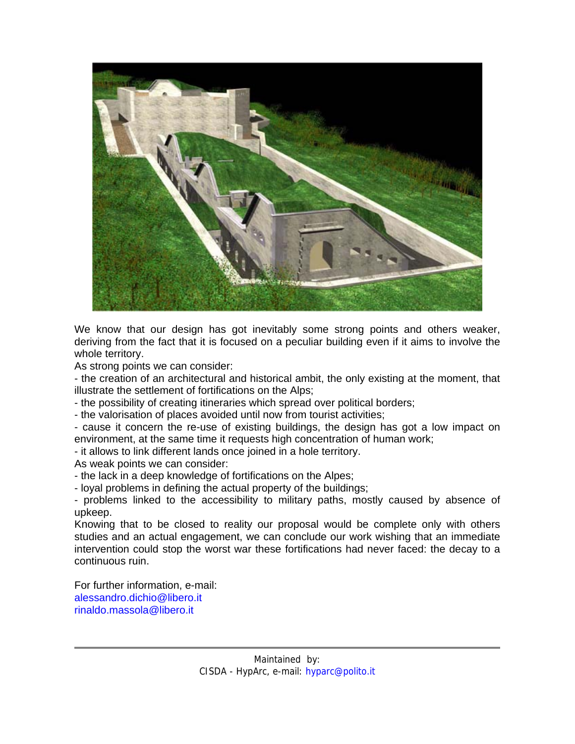We know that our design has got inevitably some strong points and others weaker, deriving from the fact that it is focused on a peculiar building even if it aims to involve the whole territory.

As strong points we can consider:

- the creation of an architectural and historical ambit, the only existing at the moment, that illustrate the settlement of fortifications on the Alps;
- the possibility of creating itineraries which spread over political borders;
- the valorisation of places avoided until now from tourist activities;
- cause it concern the re-use of existing buildings, the design has got a low impact on environment, at the same time it requests high concentration of human work;
- it allows to link different lands once joined in a hole territory.

As weak points we can consider:

- the lack in a deep knowledge of fortifications on the Alpes;
- loyal problems in defining the actual property of the buildings;
- problems linked to the accessibility to military paths, mostly caused by absence of upkeep.

Knowing that to be closed to reality our proposal would be complete only with others studies and an actual engagement, we can conclude our work wishing that an immediate intervention could stop the worst war these fortifications had never faced: the decay to a continuous ruin.

For further information, e-mail:
alessandro.dichio@libero.it
rinaldo.massola@libero.it

Maintained by:
CISDA - HypArc, e-mail: hyparc@polito.it